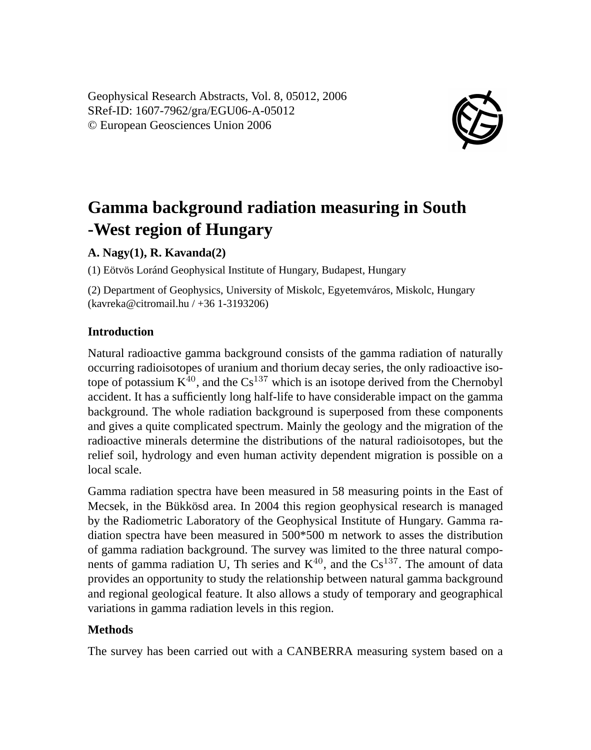Geophysical Research Abstracts, Vol. 8, 05012, 2006
SRef-ID: 1607-7962/gra/EGU06-A-05012
© European Geosciences Union 2006

# Gamma background radiation measuring in South -West region of Hungary

**A. Nagy(1), R. Kavanda(2)**

(1) Eötvös Loránd Geophysical Institute of Hungary, Budapest, Hungary

(2) Department of Geophysics, University of Miskolc, Egyetemváros, Miskolc, Hungary (kavreka@citromail.hu / +36 1-3193206)

## Introduction

Natural radioactive gamma background consists of the gamma radiation of naturally occurring radioisotopes of uranium and thorium decay series, the only radioactive isotope of potassium $K^{40}$, and the $Cs^{137}$ which is an isotope derived from the Chernobyl accident. It has a sufficiently long half-life to have considerable impact on the gamma background. The whole radiation background is superposed from these components and gives a quite complicated spectrum. Mainly the geology and the migration of the radioactive minerals determine the distributions of the natural radioisotopes, but the relief soil, hydrology and even human activity dependent migration is possible on a local scale.

Gamma radiation spectra have been measured in 58 measuring points in the East of Mecsek, in the Bükkösd area. In 2004 this region geophysical research is managed by the Radiometric Laboratory of the Geophysical Institute of Hungary. Gamma radiation spectra have been measured in 500*500 m network to asses the distribution of gamma radiation background. The survey was limited to the three natural components of gamma radiation U, Th series and $K^{40}$, and the $Cs^{137}$. The amount of data provides an opportunity to study the relationship between natural gamma background and regional geological feature. It also allows a study of temporary and geographical variations in gamma radiation levels in this region.

## Methods

The survey has been carried out with a CANBERRA measuring system based on a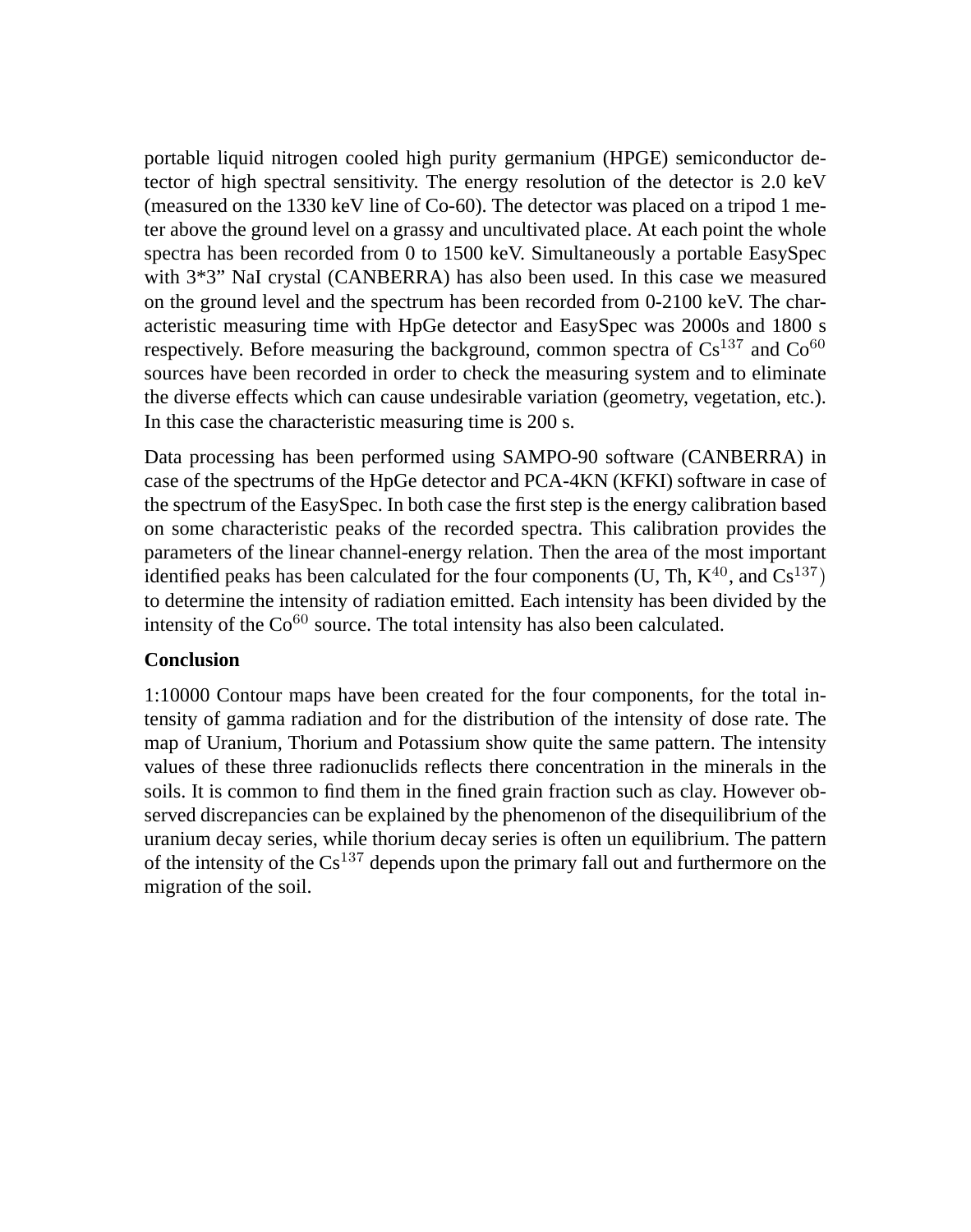portable liquid nitrogen cooled high purity germanium (HPGE) semiconductor detector of high spectral sensitivity. The energy resolution of the detector is 2.0 keV (measured on the 1330 keV line of Co-60). The detector was placed on a tripod 1 meter above the ground level on a grassy and uncultivated place. At each point the whole spectra has been recorded from 0 to 1500 keV. Simultaneously a portable EasySpec with 3*3" NaI crystal (CANBERRA) has also been used. In this case we measured on the ground level and the spectrum has been recorded from 0-2100 keV. The characteristic measuring time with HpGe detector and EasySpec was 2000s and 1800 s respectively. Before measuring the background, common spectra of $Cs^{137}$ and $Co^{60}$ sources have been recorded in order to check the measuring system and to eliminate the diverse effects which can cause undesirable variation (geometry, vegetation, etc.). In this case the characteristic measuring time is 200 s.

Data processing has been performed using SAMPO-90 software (CANBERRA) in case of the spectrums of the HpGe detector and PCA-4KN (KFKI) software in case of the spectrum of the EasySpec. In both case the first step is the energy calibration based on some characteristic peaks of the recorded spectra. This calibration provides the parameters of the linear channel-energy relation. Then the area of the most important identified peaks has been calculated for the four components (U, Th, $K^{40}$, and $Cs^{137}$) to determine the intensity of radiation emitted. Each intensity has been divided by the intensity of the $Co^{60}$ source. The total intensity has also been calculated.

**Conclusion**

1:10000 Contour maps have been created for the four components, for the total intensity of gamma radiation and for the distribution of the intensity of dose rate. The map of Uranium, Thorium and Potassium show quite the same pattern. The intensity values of these three radionuclids reflects there concentration in the minerals in the soils. It is common to find them in the fined grain fraction such as clay. However observed discrepancies can be explained by the phenomenon of the disequilibrium of the uranium decay series, while thorium decay series is often un equilibrium. The pattern of the intensity of the $Cs^{137}$ depends upon the primary fall out and furthermore on the migration of the soil.